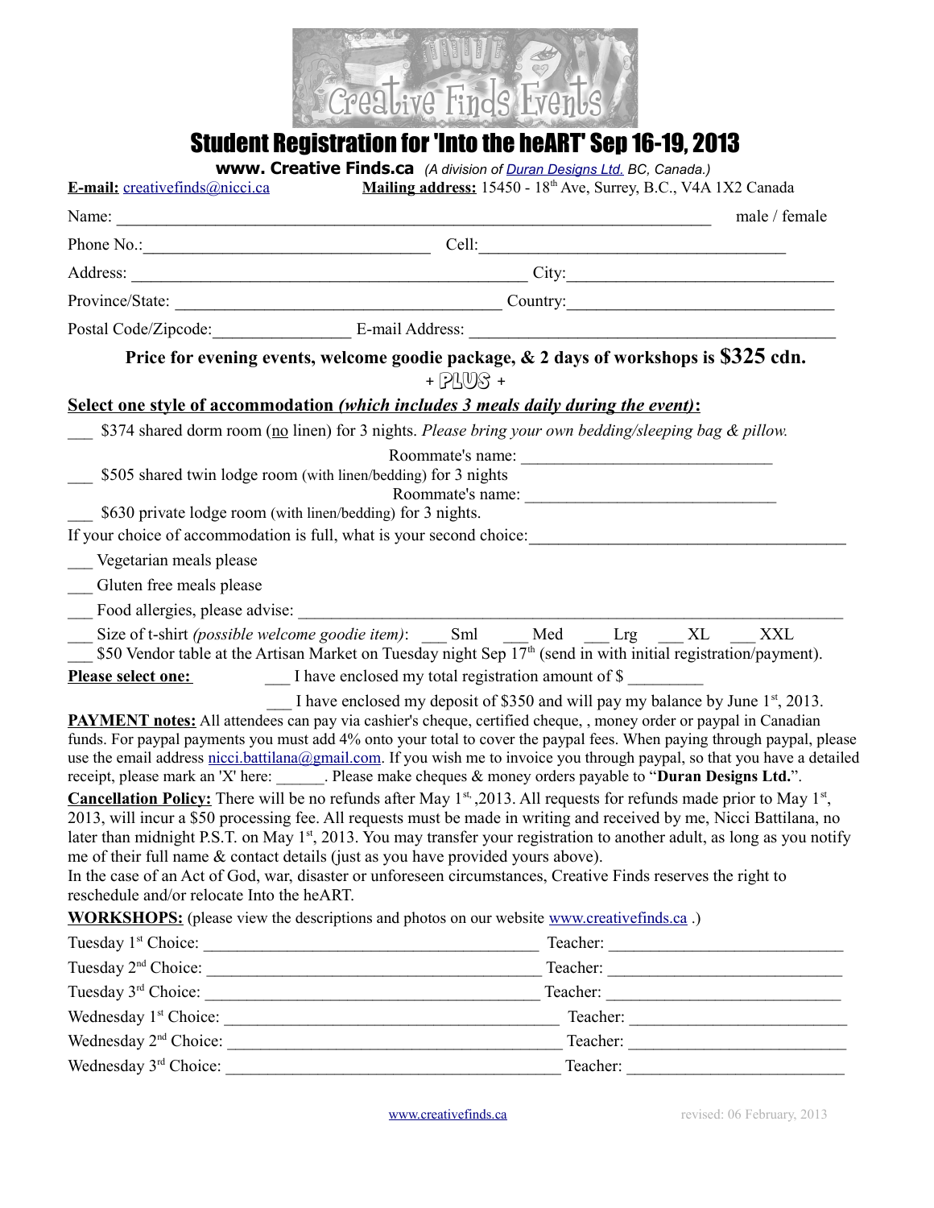# Student Registration for 'Into the heART' Sep 16-19, 2013

**www. Creative Finds.ca** *(A division of Duran Designs Ltd. BC, Canada.)*

**E-mail:** creativefinds@nicci.ca **Mailing address:** 15450 - 18th Ave, Surrey, B.C., V4A 1X2 Canada

Name: ______________________________________________ male / female

Phone No.:______________________ Cell:______________________

Address: ______________________________ City:____________________

Province/State: ______________________ Country:____________________

Postal Code/Zipcode:____________ E-mail Address: ______________________

**Price for evening events, welcome goodie package, & 2 days of workshops is $325 cdn.**

+ PLUS +

**Select one style of accommodation *(which includes 3 meals daily during the event)*:**

___ $374 shared dorm room (no linen) for 3 nights. *Please bring your own bedding/sleeping bag & pillow.*

Roommate's name: ______________________

___ $505 shared twin lodge room (with linen/bedding) for 3 nights

Roommate's name: ______________________

___ $630 private lodge room (with linen/bedding) for 3 nights.

If your choice of accommodation is full, what is your second choice:______________________

___ Vegetarian meals please

___ Gluten free meals please

___ Food allergies, please advise: ______________________________

___ Size of t-shirt *(possible welcome goodie item)*: ___ Sml ___ Med ___ Lrg ___ XL ___ XXL

___ $50 Vendor table at the Artisan Market on Tuesday night Sep 17th (send in with initial registration/payment).

**Please select one:** ___ I have enclosed my total registration amount of $ ________

___ I have enclosed my deposit of $350 and will pay my balance by June 1st, 2013.

**PAYMENT notes:** All attendees can pay via cashier's cheque, certified cheque, , money order or paypal in Canadian funds. For paypal payments you must add 4% onto your total to cover the paypal fees. When paying through paypal, please use the email address nicci.battilana@gmail.com. If you wish me to invoice you through paypal, so that you have a detailed receipt, please mark an 'X' here: ______. Please make cheques & money orders payable to "**Duran Designs Ltd.**".

**Cancellation Policy:** There will be no refunds after May 1st, ,2013. All requests for refunds made prior to May 1st, 2013, will incur a $50 processing fee. All requests must be made in writing and received by me, Nicci Battilana, no later than midnight P.S.T. on May 1st, 2013. You may transfer your registration to another adult, as long as you notify me of their full name & contact details (just as you have provided yours above).

In the case of an Act of God, war, disaster or unforeseen circumstances, Creative Finds reserves the right to reschedule and/or relocate Into the heART.

**WORKSHOPS:** (please view the descriptions and photos on our website www.creativefinds.ca .)

Tuesday 1st Choice: ______________________ Teacher: ______________________

Tuesday 2nd Choice: ______________________ Teacher: ______________________

Tuesday 3rd Choice: ______________________ Teacher: ______________________

Wednesday 1st Choice: ______________________ Teacher: ______________________

Wednesday 2nd Choice: ______________________ Teacher: ______________________

Wednesday 3rd Choice: ______________________ Teacher: ______________________

www.creativefinds.ca revised: 06 February, 2013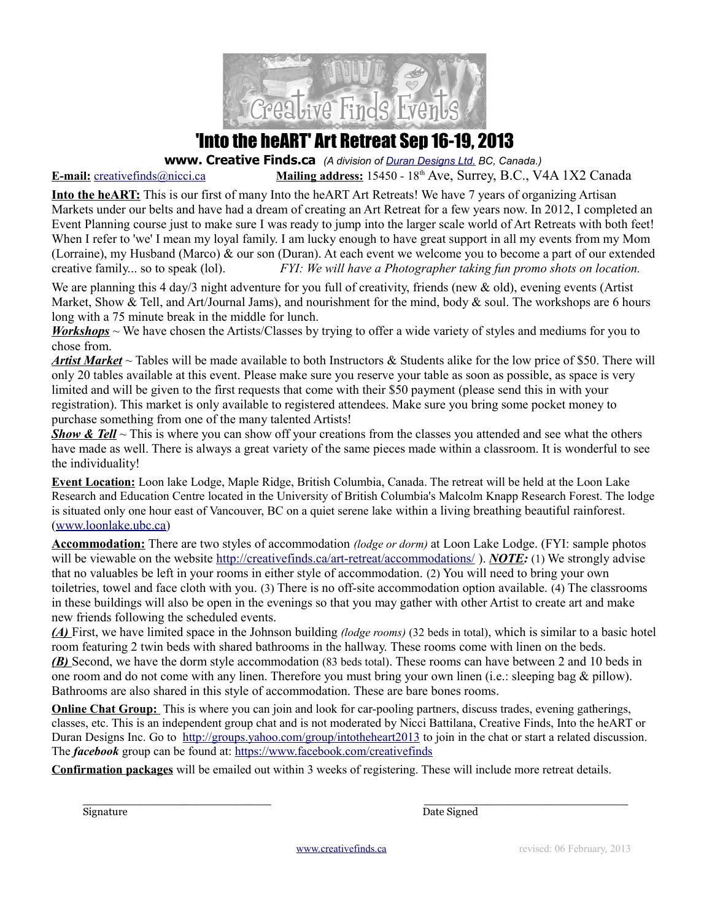# 'Into the heART' Art Retreat Sep 16-19, 2013

**www. Creative Finds.ca** *(A division of Duran Designs Ltd. BC, Canada.)*

**E-mail:** creativefinds@nicci.ca **Mailing address:** 15450 - 18th Ave, Surrey, B.C., V4A 1X2 Canada

**Into the heART:** This is our first of many Into the heART Art Retreats! We have 7 years of organizing Artisan Markets under our belts and have had a dream of creating an Art Retreat for a few years now. In 2012, I completed an Event Planning course just to make sure I was ready to jump into the larger scale world of Art Retreats with both feet! When I refer to 'we' I mean my loyal family. I am lucky enough to have great support in all my events from my Mom (Lorraine), my Husband (Marco) & our son (Duran). At each event we welcome you to become a part of our extended creative family... so to speak (lol). *FYI: We will have a Photographer taking fun promo shots on location.*

We are planning this 4 day/3 night adventure for you full of creativity, friends (new & old), evening events (Artist Market, Show & Tell, and Art/Journal Jams), and nourishment for the mind, body & soul. The workshops are 6 hours long with a 75 minute break in the middle for lunch.

***Workshops*** ~ We have chosen the Artists/Classes by trying to offer a wide variety of styles and mediums for you to chose from.

***Artist Market*** ~ Tables will be made available to both Instructors & Students alike for the low price of $50. There will only 20 tables available at this event. Please make sure you reserve your table as soon as possible, as space is very limited and will be given to the first requests that come with their $50 payment (please send this in with your registration). This market is only available to registered attendees. Make sure you bring some pocket money to purchase something from one of the many talented Artists!

***Show & Tell*** ~ This is where you can show off your creations from the classes you attended and see what the others have made as well. There is always a great variety of the same pieces made within a classroom. It is wonderful to see the individuality!

**Event Location:** Loon lake Lodge, Maple Ridge, British Columbia, Canada. The retreat will be held at the Loon Lake Research and Education Centre located in the University of British Columbia's Malcolm Knapp Research Forest. The lodge is situated only one hour east of Vancouver, BC on a quiet serene lake within a living breathing beautiful rainforest. (www.loonlake.ubc.ca)

**Accommodation:** There are two styles of accommodation *(lodge or dorm)* at Loon Lake Lodge. (FYI: sample photos will be viewable on the website http://creativefinds.ca/art-retreat/accommodations/ ). ***NOTE:*** (1) We strongly advise that no valuables be left in your rooms in either style of accommodation. (2) You will need to bring your own toiletries, towel and face cloth with you. (3) There is no off-site accommodation option available. (4) The classrooms in these buildings will also be open in the evenings so that you may gather with other Artist to create art and make new friends following the scheduled events.

***(A)*** First, we have limited space in the Johnson building *(lodge rooms)* (32 beds in total), which is similar to a basic hotel room featuring 2 twin beds with shared bathrooms in the hallway. These rooms come with linen on the beds.

***(B)*** Second, we have the dorm style accommodation (83 beds total). These rooms can have between 2 and 10 beds in one room and do not come with any linen. Therefore you must bring your own linen (i.e.: sleeping bag & pillow). Bathrooms are also shared in this style of accommodation. These are bare bones rooms.

**Online Chat Group:** This is where you can join and look for car-pooling partners, discuss trades, evening gatherings, classes, etc. This is an independent group chat and is not moderated by Nicci Battilana, Creative Finds, Into the heART or Duran Designs Inc. Go to http://groups.yahoo.com/group/intotheheart2013 to join in the chat or start a related discussion. The ***facebook*** group can be found at: https://www.facebook.com/creativefinds

**Confirmation packages** will be emailed out within 3 weeks of registering. These will include more retreat details.

\_\_\_\_\_\_\_\_\_\_\_\_\_\_\_\_\_\_\_\_\_\_\_\_\_\_\_\_\_\_ \_\_\_\_\_\_\_\_\_\_\_\_\_\_\_\_\_\_\_\_\_\_\_\_\_\_\_\_\_\_
Signature Date Signed

www.creativefinds.ca revised: 06 February, 2013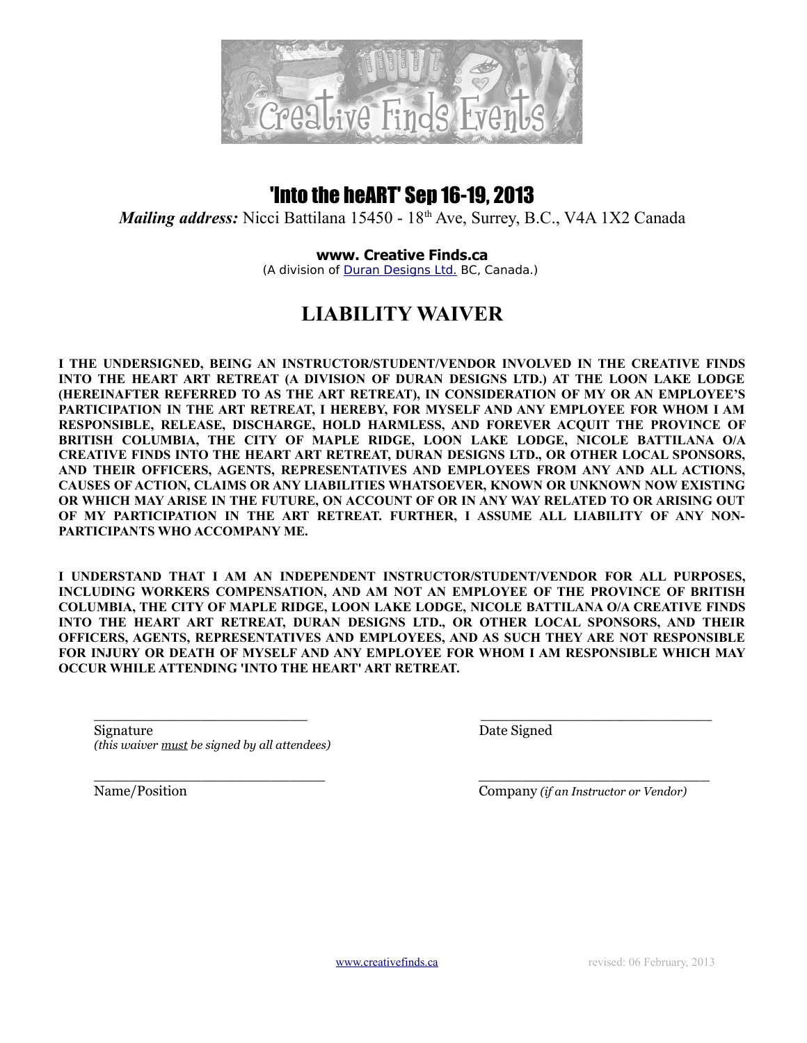# 'Into the heART' Sep 16-19, 2013

***Mailing address:*** Nicci Battilana 15450 - 18th Ave, Surrey, B.C., V4A 1X2 Canada

**www. Creative Finds.ca**
(A division of Duran Designs Ltd. BC, Canada.)

## LIABILITY WAIVER

**I THE UNDERSIGNED, BEING AN INSTRUCTOR/STUDENT/VENDOR INVOLVED IN THE CREATIVE FINDS INTO THE HEART ART RETREAT (A DIVISION OF DURAN DESIGNS LTD.) AT THE LOON LAKE LODGE (HEREINAFTER REFERRED TO AS THE ART RETREAT), IN CONSIDERATION OF MY OR AN EMPLOYEE'S PARTICIPATION IN THE ART RETREAT, I HEREBY, FOR MYSELF AND ANY EMPLOYEE FOR WHOM I AM RESPONSIBLE, RELEASE, DISCHARGE, HOLD HARMLESS, AND FOREVER ACQUIT THE PROVINCE OF BRITISH COLUMBIA, THE CITY OF MAPLE RIDGE, LOON LAKE LODGE, NICOLE BATTILANA O/A CREATIVE FINDS INTO THE HEART ART RETREAT, DURAN DESIGNS LTD., OR OTHER LOCAL SPONSORS, AND THEIR OFFICERS, AGENTS, REPRESENTATIVES AND EMPLOYEES FROM ANY AND ALL ACTIONS, CAUSES OF ACTION, CLAIMS OR ANY LIABILITIES WHATSOEVER, KNOWN OR UNKNOWN NOW EXISTING OR WHICH MAY ARISE IN THE FUTURE, ON ACCOUNT OF OR IN ANY WAY RELATED TO OR ARISING OUT OF MY PARTICIPATION IN THE ART RETREAT. FURTHER, I ASSUME ALL LIABILITY OF ANY NON-PARTICIPANTS WHO ACCOMPANY ME.**

**I UNDERSTAND THAT I AM AN INDEPENDENT INSTRUCTOR/STUDENT/VENDOR FOR ALL PURPOSES, INCLUDING WORKERS COMPENSATION, AND AM NOT AN EMPLOYEE OF THE PROVINCE OF BRITISH COLUMBIA, THE CITY OF MAPLE RIDGE, LOON LAKE LODGE, NICOLE BATTILANA O/A CREATIVE FINDS INTO THE HEART ART RETREAT, DURAN DESIGNS LTD., OR OTHER LOCAL SPONSORS, AND THEIR OFFICERS, AGENTS, REPRESENTATIVES AND EMPLOYEES, AND AS SUCH THEY ARE NOT RESPONSIBLE FOR INJURY OR DEATH OF MYSELF AND ANY EMPLOYEE FOR WHOM I AM RESPONSIBLE WHICH MAY OCCUR WHILE ATTENDING 'INTO THE HEART' ART RETREAT.**

\_\_\_\_\_\_\_\_\_\_\_\_\_\_\_\_\_\_\_\_\_\_\_\_\_\_\_\_
Signature
*(this waiver must be signed by all attendees)*

\_\_\_\_\_\_\_\_\_\_\_\_\_\_\_\_\_\_\_\_\_\_\_\_\_\_\_\_
Date Signed

\_\_\_\_\_\_\_\_\_\_\_\_\_\_\_\_\_\_\_\_\_\_\_\_\_\_\_\_
Name/Position

\_\_\_\_\_\_\_\_\_\_\_\_\_\_\_\_\_\_\_\_\_\_\_\_\_\_\_\_
Company *(if an Instructor or Vendor)*

www.creativefinds.ca

revised: 06 February, 2013